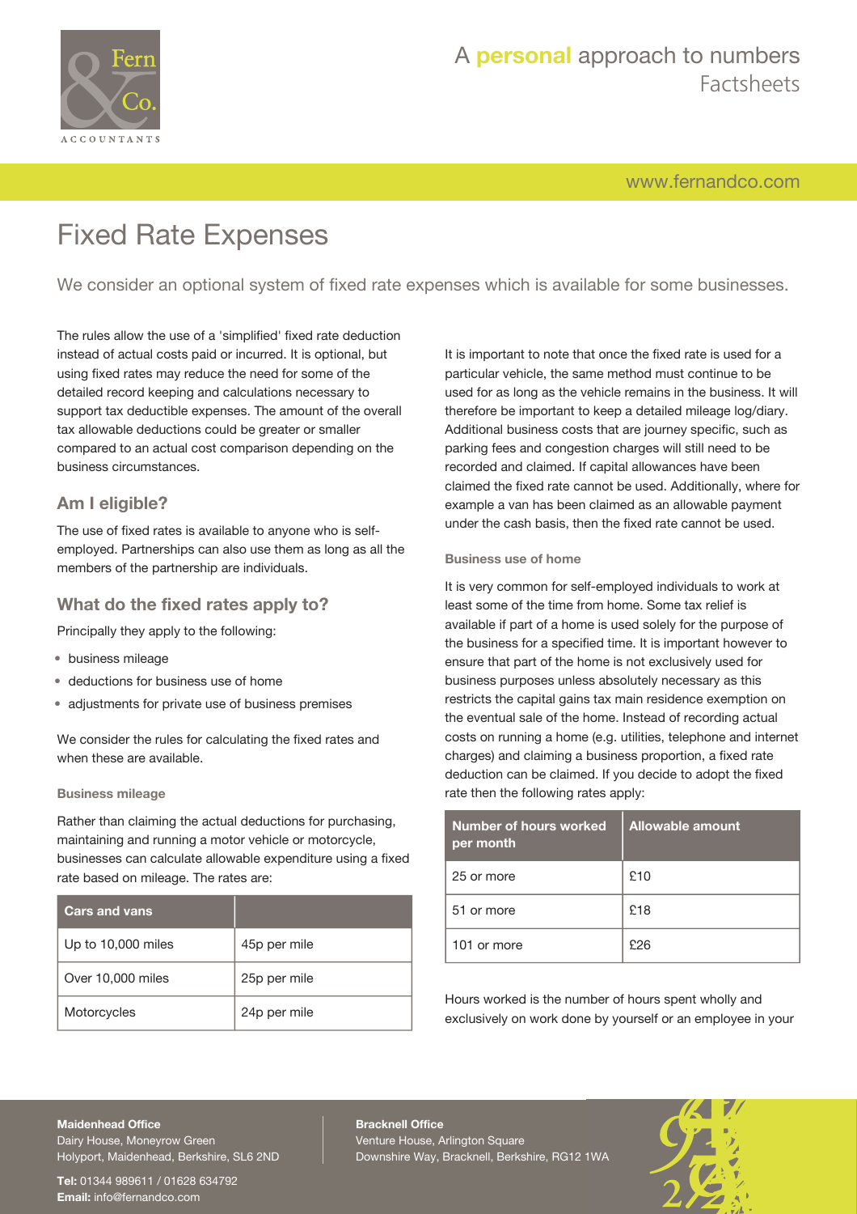# Fixed Rate Expenses

We consider an optional system of fixed rate expenses which is available for some businesses.

The rules allow the use of a 'simplified' fixed rate deduction instead of actual costs paid or incurred. It is optional, but using fixed rates may reduce the need for some of the detailed record keeping and calculations necessary to support tax deductible expenses. The amount of the overall tax allowable deductions could be greater or smaller compared to an actual cost comparison depending on the business circumstances.

## Am I eligible?

The use of fixed rates is available to anyone who is self-employed. Partnerships can also use them as long as all the members of the partnership are individuals.

## What do the fixed rates apply to?

Principally they apply to the following:

- business mileage
- deductions for business use of home
- adjustments for private use of business premises

We consider the rules for calculating the fixed rates and when these are available.

### Business mileage

Rather than claiming the actual deductions for purchasing, maintaining and running a motor vehicle or motorcycle, businesses can calculate allowable expenditure using a fixed rate based on mileage. The rates are:

| Cars and vans | |
|---|---|
| Up to 10,000 miles | 45p per mile |
| Over 10,000 miles | 25p per mile |
| Motorcycles | 24p per mile |

It is important to note that once the fixed rate is used for a particular vehicle, the same method must continue to be used for as long as the vehicle remains in the business. It will therefore be important to keep a detailed mileage log/diary. Additional business costs that are journey specific, such as parking fees and congestion charges will still need to be recorded and claimed. If capital allowances have been claimed the fixed rate cannot be used. Additionally, where for example a van has been claimed as an allowable payment under the cash basis, then the fixed rate cannot be used.

### Business use of home

It is very common for self-employed individuals to work at least some of the time from home. Some tax relief is available if part of a home is used solely for the purpose of the business for a specified time. It is important however to ensure that part of the home is not exclusively used for business purposes unless absolutely necessary as this restricts the capital gains tax main residence exemption on the eventual sale of the home. Instead of recording actual costs on running a home (e.g. utilities, telephone and internet charges) and claiming a business proportion, a fixed rate deduction can be claimed. If you decide to adopt the fixed rate then the following rates apply:

| Number of hours worked per month | Allowable amount |
|---|---|
| 25 or more | £10 |
| 51 or more | £18 |
| 101 or more | £26 |

Hours worked is the number of hours spent wholly and exclusively on work done by yourself or an employee in your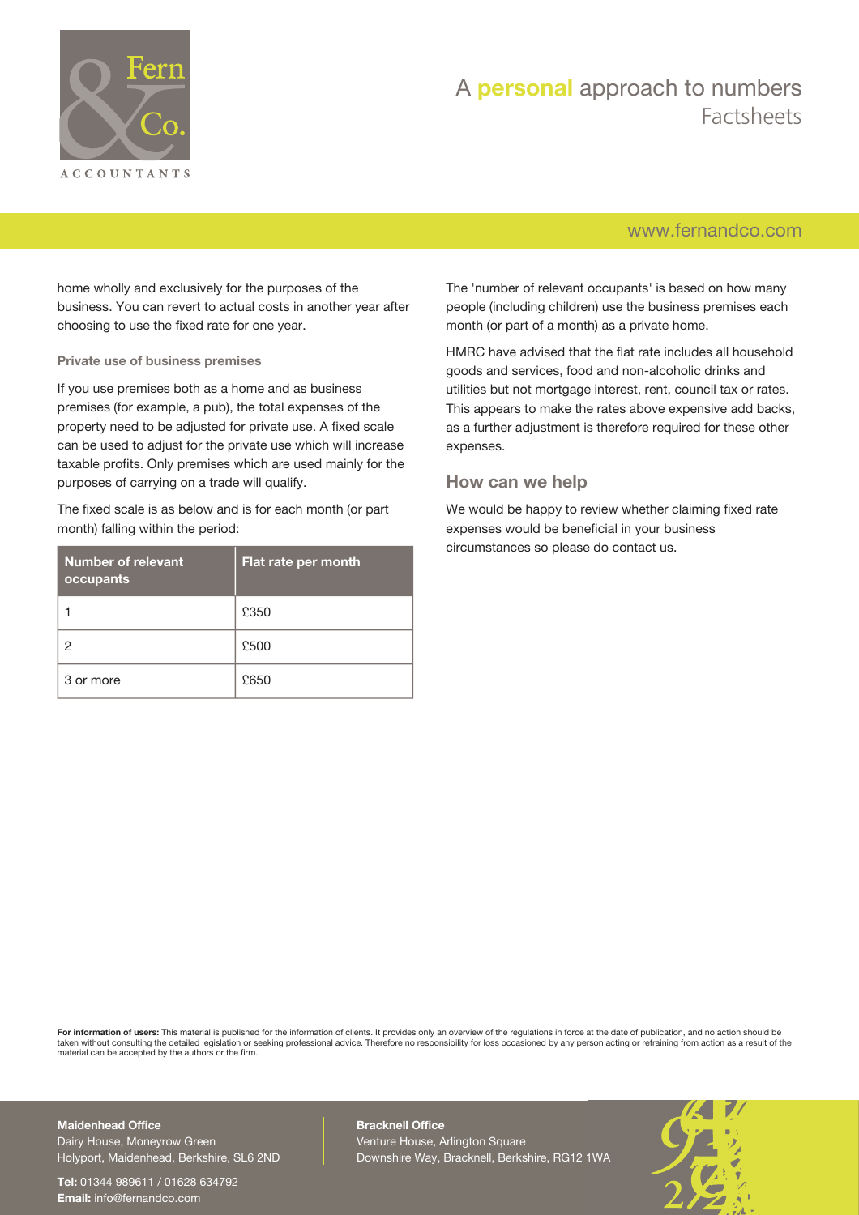home wholly and exclusively for the purposes of the business. You can revert to actual costs in another year after choosing to use the fixed rate for one year.

#### Private use of business premises

If you use premises both as a home and as business premises (for example, a pub), the total expenses of the property need to be adjusted for private use. A fixed scale can be used to adjust for the private use which will increase taxable profits. Only premises which are used mainly for the purposes of carrying on a trade will qualify.

The fixed scale is as below and is for each month (or part month) falling within the period:

| Number of relevant occupants | Flat rate per month |
|---|---|
| 1 | £350 |
| 2 | £500 |
| 3 or more | £650 |

The 'number of relevant occupants' is based on how many people (including children) use the business premises each month (or part of a month) as a private home.

HMRC have advised that the flat rate includes all household goods and services, food and non-alcoholic drinks and utilities but not mortgage interest, rent, council tax or rates. This appears to make the rates above expensive add backs, as a further adjustment is therefore required for these other expenses.

### How can we help

We would be happy to review whether claiming fixed rate expenses would be beneficial in your business circumstances so please do contact us.

**For information of users:** This material is published for the information of clients. It provides only an overview of the regulations in force at the date of publication, and no action should be taken without consulting the detailed legislation or seeking professional advice. Therefore no responsibility for loss occasioned by any person acting or refraining from action as a result of the material can be accepted by the authors or the firm.